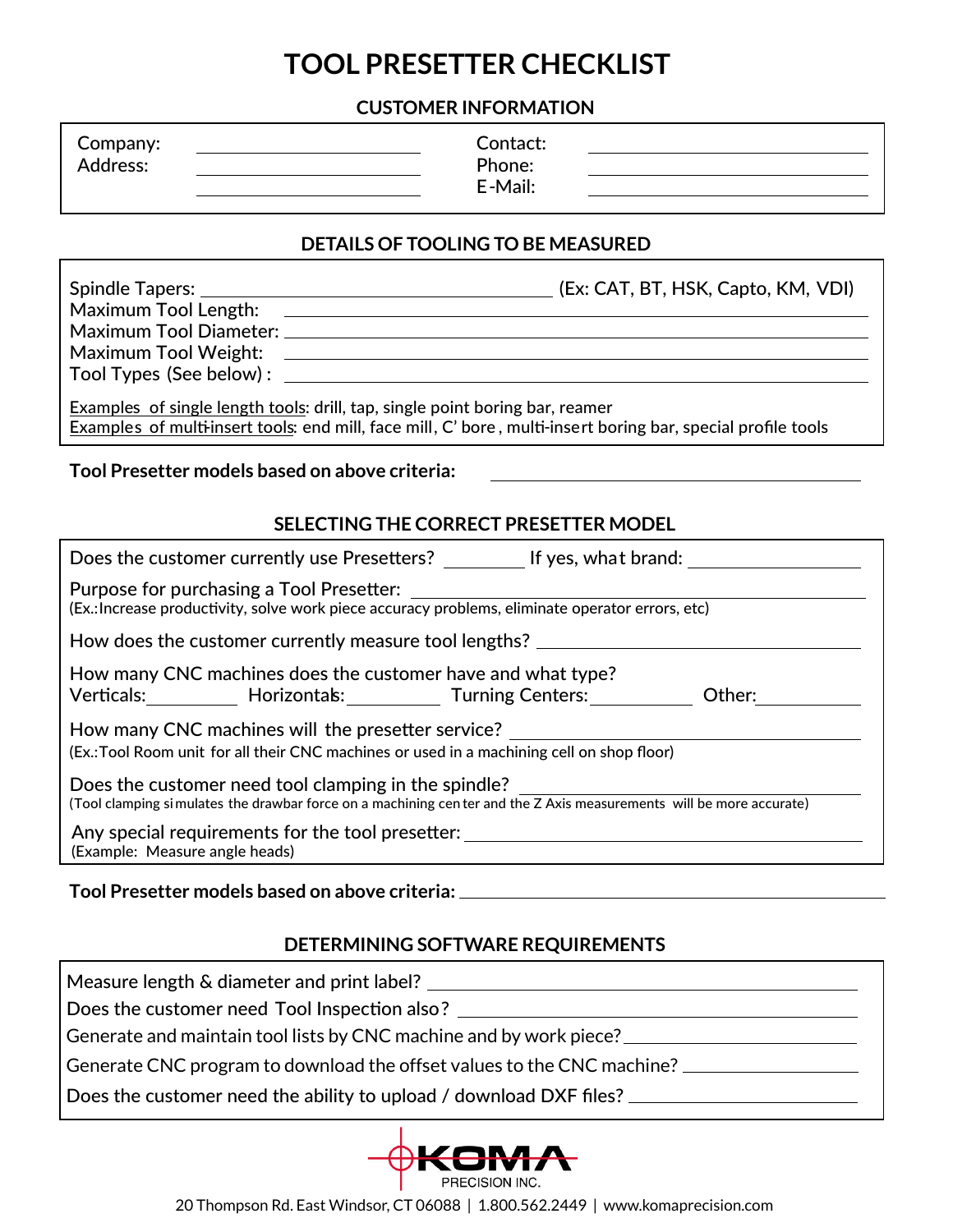# TOOL PRESETTER CHECKLIST

## CUSTOMER INFORMATION

Company: ____________________  Contact: ____________________

Address: ____________________  Phone: ____________________

____________________  E-Mail: ____________________

## DETAILS OF TOOLING TO BE MEASURED

Spindle Tapers: ____________________ (Ex: CAT, BT, HSK, Capto, KM, VDI)

Maximum Tool Length: ____________________

Maximum Tool Diameter: ____________________

Maximum Tool Weight: ____________________

Tool Types (See below) : ____________________

Examples of single length tools: drill, tap, single point boring bar, reamer

Examples of multi-insert tools: end mill, face mill, C' bore, multi-insert boring bar, special profile tools

**Tool Presetter models based on above criteria:** ____________________

## SELECTING THE CORRECT PRESETTER MODEL

Does the customer currently use Presetters? __________ If yes, what brand: ____________________

Purpose for purchasing a Tool Presetter: ____________________

(Ex.:Increase productivity, solve work piece accuracy problems, eliminate operator errors, etc)

How does the customer currently measure tool lengths? ____________________

How many CNC machines does the customer have and what type?

Verticals: __________ Horizontals: __________ Turning Centers: __________ Other: __________

How many CNC machines will the presetter service? ____________________

(Ex.:Tool Room unit for all their CNC machines or used in a machining cell on shop floor)

Does the customer need tool clamping in the spindle? ____________________

(Tool clamping simulates the drawbar force on a machining center and the Z Axis measurements will be more accurate)

Any special requirements for the tool presetter: ____________________

(Example: Measure angle heads)

**Tool Presetter models based on above criteria:** ____________________

## DETERMINING SOFTWARE REQUIREMENTS

Measure length & diameter and print label? ____________________

Does the customer need Tool Inspection also? ____________________

Generate and maintain tool lists by CNC machine and by work piece? ____________________

Generate CNC program to download the offset values to the CNC machine? ____________________

Does the customer need the ability to upload / download DXF files? ____________________

KOMA PRECISION INC.

20 Thompson Rd. East Windsor, CT 06088 | 1.800.562.2449 | www.komaprecision.com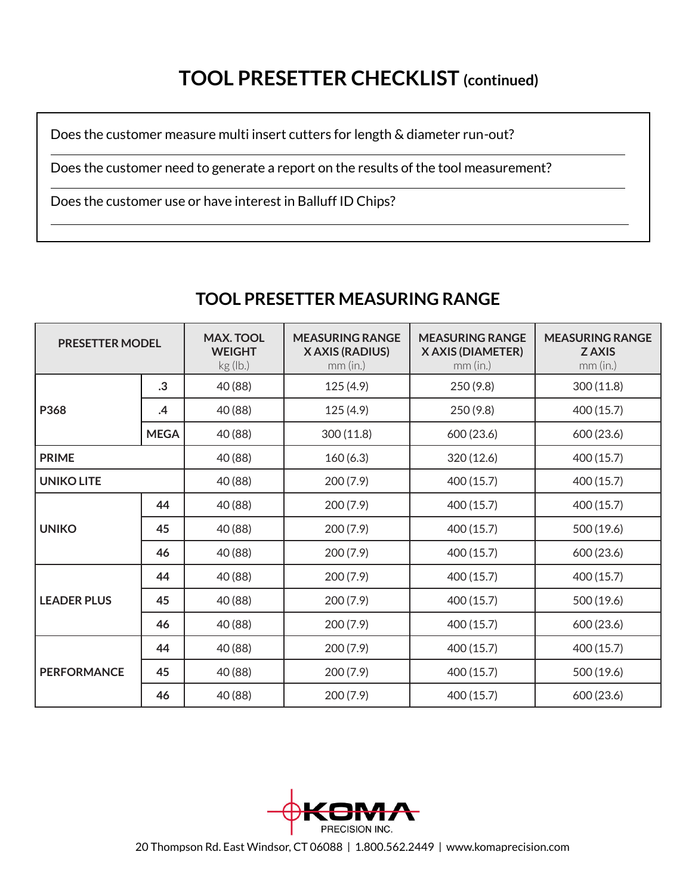# TOOL PRESETTER CHECKLIST (continued)

Does the customer measure multi insert cutters for length & diameter run-out?

Does the customer need to generate a report on the results of the tool measurement?

Does the customer use or have interest in Balluff ID Chips?

## TOOL PRESETTER MEASURING RANGE

| PRESETTER MODEL | | MAX. TOOL WEIGHT kg (lb.) | MEASURING RANGE X AXIS (RADIUS) mm (in.) | MEASURING RANGE X AXIS (DIAMETER) mm (in.) | MEASURING RANGE Z AXIS mm (in.) |
|---|---|---|---|---|---|
| **P368** | **.3** | 40 (88) | 125 (4.9) | 250 (9.8) | 300 (11.8) |
| | **.4** | 40 (88) | 125 (4.9) | 250 (9.8) | 400 (15.7) |
| | **MEGA** | 40 (88) | 300 (11.8) | 600 (23.6) | 600 (23.6) |
| **PRIME** | | 40 (88) | 160 (6.3) | 320 (12.6) | 400 (15.7) |
| **UNIKO LITE** | | 40 (88) | 200 (7.9) | 400 (15.7) | 400 (15.7) |
| **UNIKO** | **44** | 40 (88) | 200 (7.9) | 400 (15.7) | 400 (15.7) |
| | **45** | 40 (88) | 200 (7.9) | 400 (15.7) | 500 (19.6) |
| | **46** | 40 (88) | 200 (7.9) | 400 (15.7) | 600 (23.6) |
| **LEADER PLUS** | **44** | 40 (88) | 200 (7.9) | 400 (15.7) | 400 (15.7) |
| | **45** | 40 (88) | 200 (7.9) | 400 (15.7) | 500 (19.6) |
| | **46** | 40 (88) | 200 (7.9) | 400 (15.7) | 600 (23.6) |
| **PERFORMANCE** | **44** | 40 (88) | 200 (7.9) | 400 (15.7) | 400 (15.7) |
| | **45** | 40 (88) | 200 (7.9) | 400 (15.7) | 500 (19.6) |
| | **46** | 40 (88) | 200 (7.9) | 400 (15.7) | 600 (23.6) |

KOMA PRECISION INC.

20 Thompson Rd. East Windsor, CT 06088 | 1.800.562.2449 | www.komaprecision.com